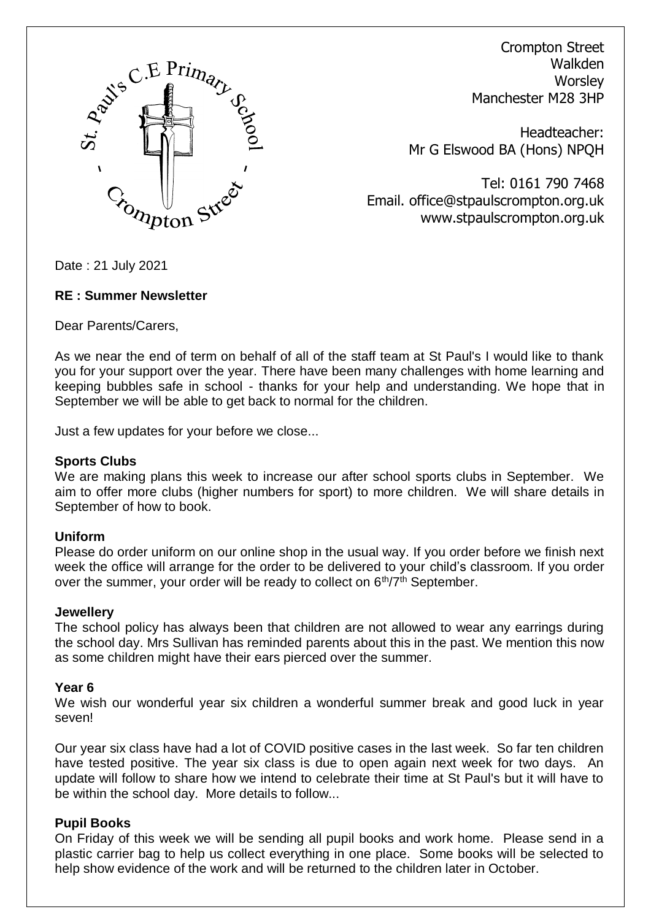St. Paul's C.E Primary School - Crompton Street

Crompton Street
Walkden
Worsley
Manchester M28 3HP

Headteacher:
Mr G Elswood BA (Hons) NPQH

Tel: 0161 790 7468
Email. office@stpaulscrompton.org.uk
www.stpaulscrompton.org.uk

Date : 21 July 2021

**RE : Summer Newsletter**

Dear Parents/Carers,

As we near the end of term on behalf of all of the staff team at St Paul's I would like to thank you for your support over the year. There have been many challenges with home learning and keeping bubbles safe in school - thanks for your help and understanding. We hope that in September we will be able to get back to normal for the children.

Just a few updates for your before we close...

**Sports Clubs**

We are making plans this week to increase our after school sports clubs in September. We aim to offer more clubs (higher numbers for sport) to more children. We will share details in September of how to book.

**Uniform**

Please do order uniform on our online shop in the usual way. If you order before we finish next week the office will arrange for the order to be delivered to your child's classroom. If you order over the summer, your order will be ready to collect on 6th/7th September.

**Jewellery**

The school policy has always been that children are not allowed to wear any earrings during the school day. Mrs Sullivan has reminded parents about this in the past. We mention this now as some children might have their ears pierced over the summer.

**Year 6**

We wish our wonderful year six children a wonderful summer break and good luck in year seven!

Our year six class have had a lot of COVID positive cases in the last week. So far ten children have tested positive. The year six class is due to open again next week for two days. An update will follow to share how we intend to celebrate their time at St Paul's but it will have to be within the school day. More details to follow...

**Pupil Books**

On Friday of this week we will be sending all pupil books and work home. Please send in a plastic carrier bag to help us collect everything in one place. Some books will be selected to help show evidence of the work and will be returned to the children later in October.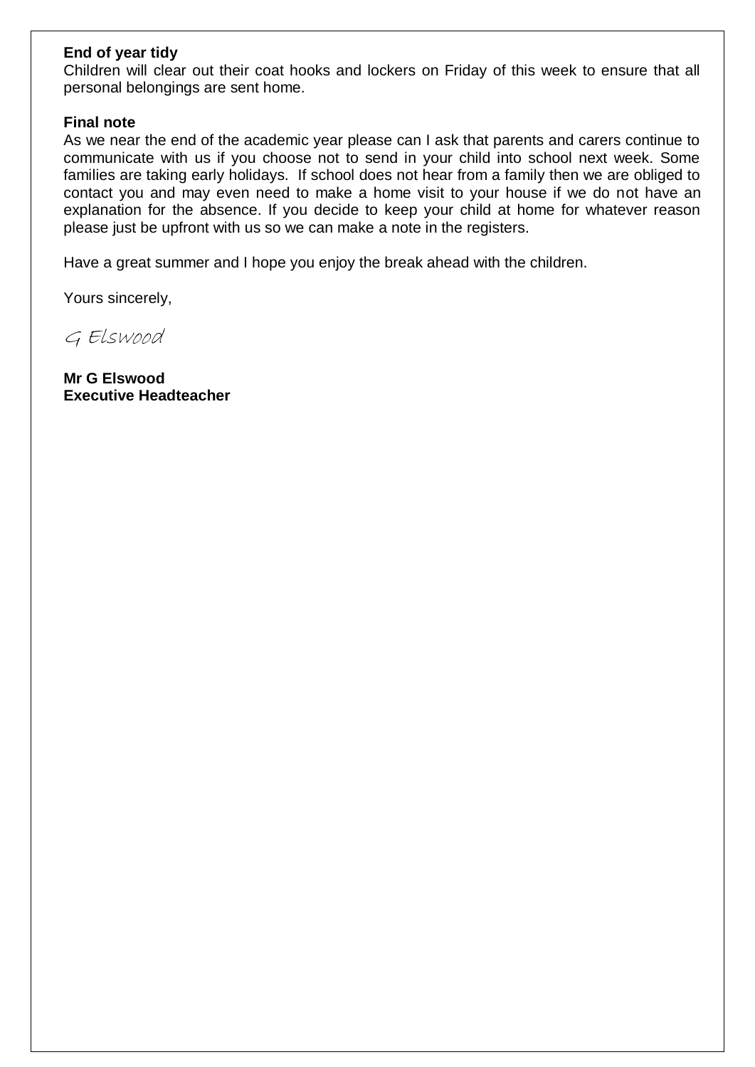**End of year tidy**

Children will clear out their coat hooks and lockers on Friday of this week to ensure that all personal belongings are sent home.

**Final note**

As we near the end of the academic year please can I ask that parents and carers continue to communicate with us if you choose not to send in your child into school next week. Some families are taking early holidays. If school does not hear from a family then we are obliged to contact you and may even need to make a home visit to your house if we do not have an explanation for the absence. If you decide to keep your child at home for whatever reason please just be upfront with us so we can make a note in the registers.

Have a great summer and I hope you enjoy the break ahead with the children.

Yours sincerely,

G Elswood

**Mr G Elswood**
**Executive Headteacher**